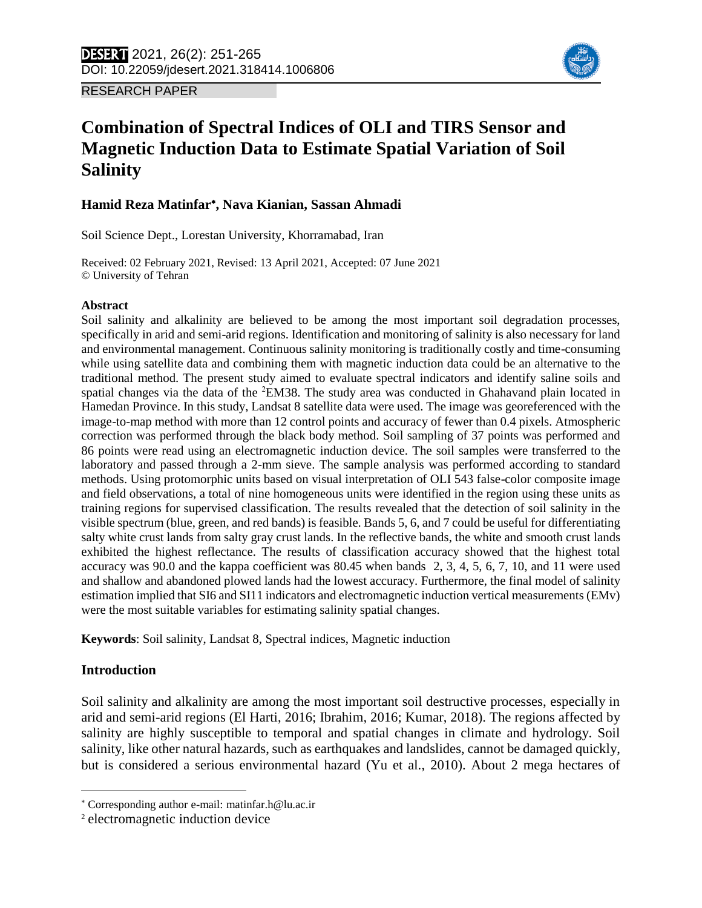RESEARCH PAPER

# Combination of Spectral Indices of OLI and TIRS Sensor and Magnetic Induction Data to Estimate Spatial Variation of Soil Salinity

**Hamid Reza Matinfar*, Nava Kianian, Sassan Ahmadi**

Soil Science Dept., Lorestan University, Khorramabad, Iran

Received: 02 February 2021, Revised: 13 April 2021, Accepted: 07 June 2021
© University of Tehran

### Abstract

Soil salinity and alkalinity are believed to be among the most important soil degradation processes, specifically in arid and semi-arid regions. Identification and monitoring of salinity is also necessary for land and environmental management. Continuous salinity monitoring is traditionally costly and time-consuming while using satellite data and combining them with magnetic induction data could be an alternative to the traditional method. The present study aimed to evaluate spectral indicators and identify saline soils and spatial changes via the data of the [2]EM38. The study area was conducted in Ghahavand plain located in Hamedan Province. In this study, Landsat 8 satellite data were used. The image was georeferenced with the image-to-map method with more than 12 control points and accuracy of fewer than 0.4 pixels. Atmospheric correction was performed through the black body method. Soil sampling of 37 points was performed and 86 points were read using an electromagnetic induction device. The soil samples were transferred to the laboratory and passed through a 2-mm sieve. The sample analysis was performed according to standard methods. Using protomorphic units based on visual interpretation of OLI 543 false-color composite image and field observations, a total of nine homogeneous units were identified in the region using these units as training regions for supervised classification. The results revealed that the detection of soil salinity in the visible spectrum (blue, green, and red bands) is feasible. Bands 5, 6, and 7 could be useful for differentiating salty white crust lands from salty gray crust lands. In the reflective bands, the white and smooth crust lands exhibited the highest reflectance. The results of classification accuracy showed that the highest total accuracy was 90.0 and the kappa coefficient was 80.45 when bands 2, 3, 4, 5, 6, 7, 10, and 11 were used and shallow and abandoned plowed lands had the lowest accuracy. Furthermore, the final model of salinity estimation implied that SI6 and SI11 indicators and electromagnetic induction vertical measurements (EMv) were the most suitable variables for estimating salinity spatial changes.

**Keywords**: Soil salinity, Landsat 8, Spectral indices, Magnetic induction

### Introduction

Soil salinity and alkalinity are among the most important soil destructive processes, especially in arid and semi-arid regions (El Harti, 2016; Ibrahim, 2016; Kumar, 2018). The regions affected by salinity are highly susceptible to temporal and spatial changes in climate and hydrology. Soil salinity, like other natural hazards, such as earthquakes and landslides, cannot be damaged quickly, but is considered a serious environmental hazard (Yu et al., 2010). About 2 mega hectares of

---

* Corresponding author e-mail: matinfar.h@lu.ac.ir

[2] electromagnetic induction device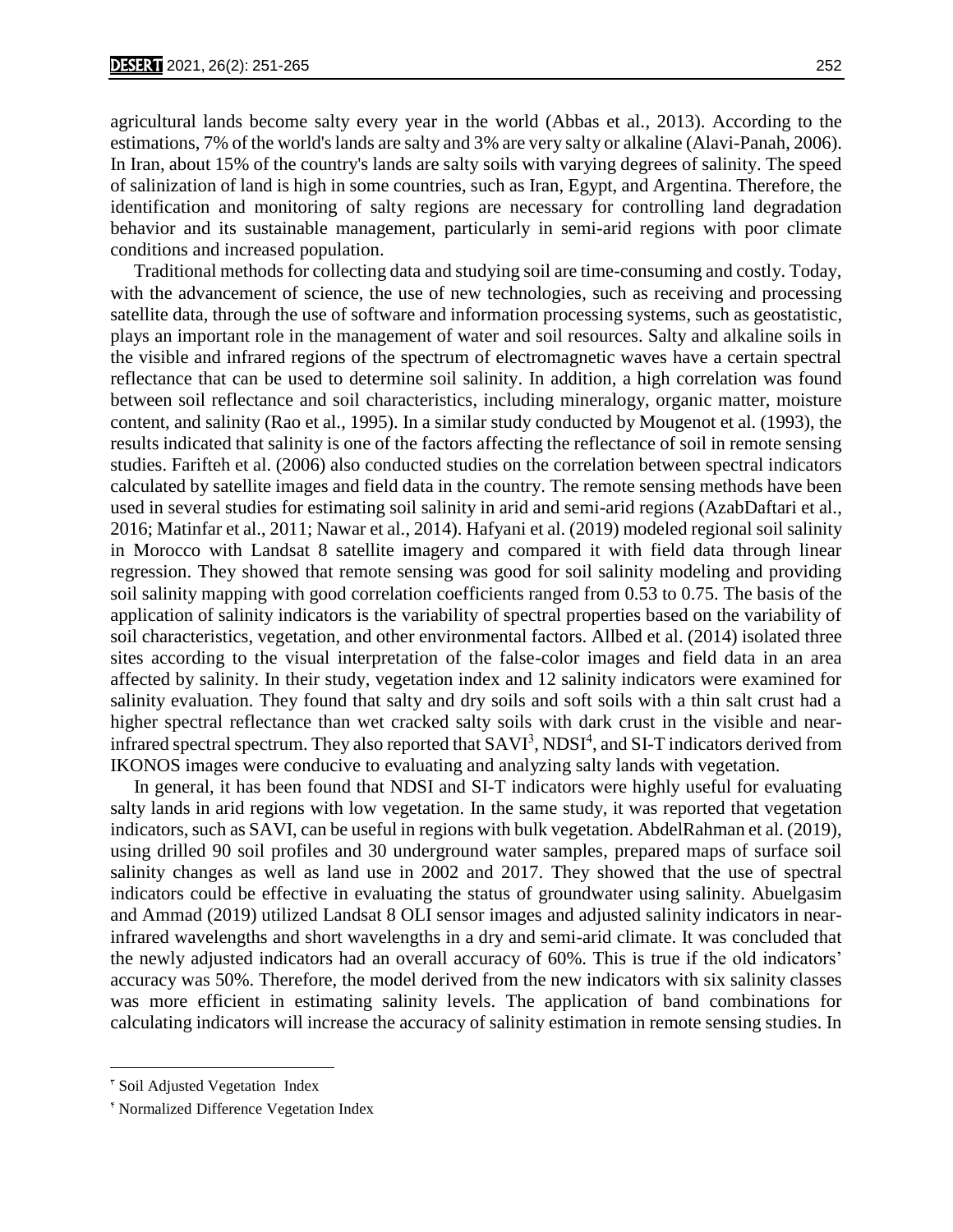agricultural lands become salty every year in the world (Abbas et al., 2013). According to the estimations, 7% of the world's lands are salty and 3% are very salty or alkaline (Alavi-Panah, 2006). In Iran, about 15% of the country's lands are salty soils with varying degrees of salinity. The speed of salinization of land is high in some countries, such as Iran, Egypt, and Argentina. Therefore, the identification and monitoring of salty regions are necessary for controlling land degradation behavior and its sustainable management, particularly in semi-arid regions with poor climate conditions and increased population.

Traditional methods for collecting data and studying soil are time-consuming and costly. Today, with the advancement of science, the use of new technologies, such as receiving and processing satellite data, through the use of software and information processing systems, such as geostatistic, plays an important role in the management of water and soil resources. Salty and alkaline soils in the visible and infrared regions of the spectrum of electromagnetic waves have a certain spectral reflectance that can be used to determine soil salinity. In addition, a high correlation was found between soil reflectance and soil characteristics, including mineralogy, organic matter, moisture content, and salinity (Rao et al., 1995). In a similar study conducted by Mougenot et al. (1993), the results indicated that salinity is one of the factors affecting the reflectance of soil in remote sensing studies. Farifteh et al. (2006) also conducted studies on the correlation between spectral indicators calculated by satellite images and field data in the country. The remote sensing methods have been used in several studies for estimating soil salinity in arid and semi-arid regions (AzabDaftari et al., 2016; Matinfar et al., 2011; Nawar et al., 2014). Hafyani et al. (2019) modeled regional soil salinity in Morocco with Landsat 8 satellite imagery and compared it with field data through linear regression. They showed that remote sensing was good for soil salinity modeling and providing soil salinity mapping with good correlation coefficients ranged from 0.53 to 0.75. The basis of the application of salinity indicators is the variability of spectral properties based on the variability of soil characteristics, vegetation, and other environmental factors. Allbed et al. (2014) isolated three sites according to the visual interpretation of the false-color images and field data in an area affected by salinity. In their study, vegetation index and 12 salinity indicators were examined for salinity evaluation. They found that salty and dry soils and soft soils with a thin salt crust had a higher spectral reflectance than wet cracked salty soils with dark crust in the visible and near-infrared spectral spectrum. They also reported that SAVI[3], NDSI[4], and SI-T indicators derived from IKONOS images were conducive to evaluating and analyzing salty lands with vegetation.

In general, it has been found that NDSI and SI-T indicators were highly useful for evaluating salty lands in arid regions with low vegetation. In the same study, it was reported that vegetation indicators, such as SAVI, can be useful in regions with bulk vegetation. AbdelRahman et al. (2019), using drilled 90 soil profiles and 30 underground water samples, prepared maps of surface soil salinity changes as well as land use in 2002 and 2017. They showed that the use of spectral indicators could be effective in evaluating the status of groundwater using salinity. Abuelgasim and Ammad (2019) utilized Landsat 8 OLI sensor images and adjusted salinity indicators in near-infrared wavelengths and short wavelengths in a dry and semi-arid climate. It was concluded that the newly adjusted indicators had an overall accuracy of 60%. This is true if the old indicators' accuracy was 50%. Therefore, the model derived from the new indicators with six salinity classes was more efficient in estimating salinity levels. The application of band combinations for calculating indicators will increase the accuracy of salinity estimation in remote sensing studies. In

---

[3] Soil Adjusted Vegetation Index

[4] Normalized Difference Vegetation Index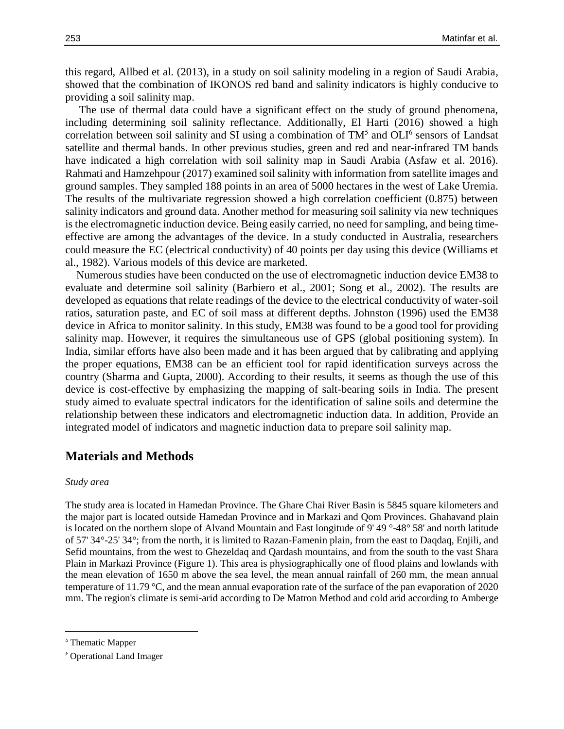this regard, Allbed et al. (2013), in a study on soil salinity modeling in a region of Saudi Arabia, showed that the combination of IKONOS red band and salinity indicators is highly conducive to providing a soil salinity map.

The use of thermal data could have a significant effect on the study of ground phenomena, including determining soil salinity reflectance. Additionally, El Harti (2016) showed a high correlation between soil salinity and SI using a combination of TM[5] and OLI[6] sensors of Landsat satellite and thermal bands. In other previous studies, green and red and near-infrared TM bands have indicated a high correlation with soil salinity map in Saudi Arabia (Asfaw et al. 2016). Rahmati and Hamzehpour (2017) examined soil salinity with information from satellite images and ground samples. They sampled 188 points in an area of 5000 hectares in the west of Lake Uremia. The results of the multivariate regression showed a high correlation coefficient (0.875) between salinity indicators and ground data. Another method for measuring soil salinity via new techniques is the electromagnetic induction device. Being easily carried, no need for sampling, and being time-effective are among the advantages of the device. In a study conducted in Australia, researchers could measure the EC (electrical conductivity) of 40 points per day using this device (Williams et al., 1982). Various models of this device are marketed.

Numerous studies have been conducted on the use of electromagnetic induction device EM38 to evaluate and determine soil salinity (Barbiero et al., 2001; Song et al., 2002). The results are developed as equations that relate readings of the device to the electrical conductivity of water-soil ratios, saturation paste, and EC of soil mass at different depths. Johnston (1996) used the EM38 device in Africa to monitor salinity. In this study, EM38 was found to be a good tool for providing salinity map. However, it requires the simultaneous use of GPS (global positioning system). In India, similar efforts have also been made and it has been argued that by calibrating and applying the proper equations, EM38 can be an efficient tool for rapid identification surveys across the country (Sharma and Gupta, 2000). According to their results, it seems as though the use of this device is cost-effective by emphasizing the mapping of salt-bearing soils in India. The present study aimed to evaluate spectral indicators for the identification of saline soils and determine the relationship between these indicators and electromagnetic induction data. In addition, Provide an integrated model of indicators and magnetic induction data to prepare soil salinity map.

## Materials and Methods

*Study area*

The study area is located in Hamedan Province. The Ghare Chai River Basin is 5845 square kilometers and the major part is located outside Hamedan Province and in Markazi and Qom Provinces. Ghahavand plain is located on the northern slope of Alvand Mountain and East longitude of 9' 49 °-48° 58' and north latitude of 57' 34°-25' 34°; from the north, it is limited to Razan-Famenin plain, from the east to Daqdaq, Enjili, and Sefid mountains, from the west to Ghezeldaq and Qardash mountains, and from the south to the vast Shara Plain in Markazi Province (Figure 1). This area is physiographically one of flood plains and lowlands with the mean elevation of 1650 m above the sea level, the mean annual rainfall of 260 mm, the mean annual temperature of 11.79 °C, and the mean annual evaporation rate of the surface of the pan evaporation of 2020 mm. The region's climate is semi-arid according to De Matron Method and cold arid according to Amberge

---

[5] Thematic Mapper

[6] Operational Land Imager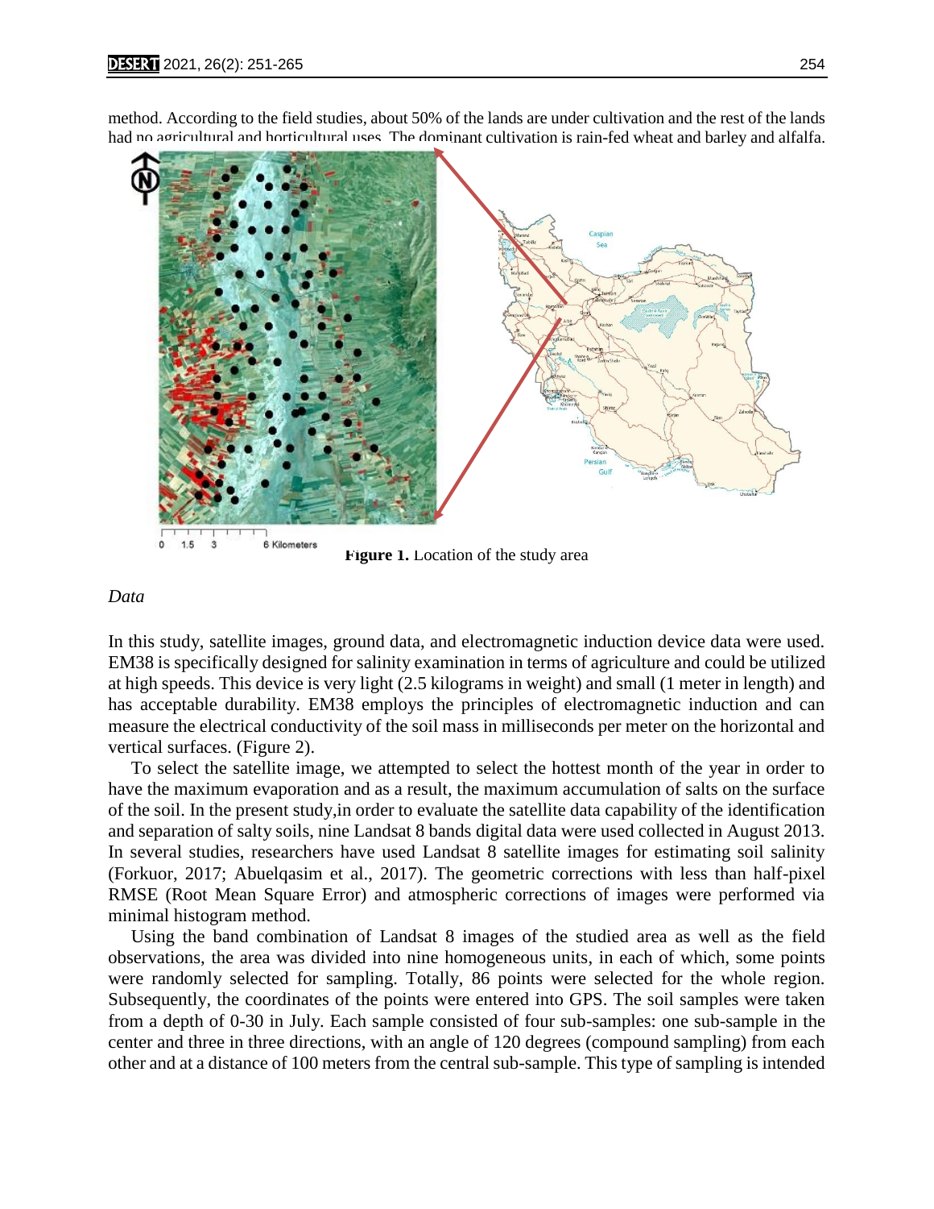method. According to the field studies, about 50% of the lands are under cultivation and the rest of the lands had no agricultural and horticultural uses. The dominant cultivation is rain-fed wheat and barley and alfalfa.

**Figure 1.** Location of the study area

*Data*

In this study, satellite images, ground data, and electromagnetic induction device data were used. EM38 is specifically designed for salinity examination in terms of agriculture and could be utilized at high speeds. This device is very light (2.5 kilograms in weight) and small (1 meter in length) and has acceptable durability. EM38 employs the principles of electromagnetic induction and can measure the electrical conductivity of the soil mass in milliseconds per meter on the horizontal and vertical surfaces. (Figure 2).

To select the satellite image, we attempted to select the hottest month of the year in order to have the maximum evaporation and as a result, the maximum accumulation of salts on the surface of the soil. In the present study,in order to evaluate the satellite data capability of the identification and separation of salty soils, nine Landsat 8 bands digital data were used collected in August 2013. In several studies, researchers have used Landsat 8 satellite images for estimating soil salinity (Forkuor, 2017; Abuelqasim et al., 2017). The geometric corrections with less than half-pixel RMSE (Root Mean Square Error) and atmospheric corrections of images were performed via minimal histogram method.

Using the band combination of Landsat 8 images of the studied area as well as the field observations, the area was divided into nine homogeneous units, in each of which, some points were randomly selected for sampling. Totally, 86 points were selected for the whole region. Subsequently, the coordinates of the points were entered into GPS. The soil samples were taken from a depth of 0-30 in July. Each sample consisted of four sub-samples: one sub-sample in the center and three in three directions, with an angle of 120 degrees (compound sampling) from each other and at a distance of 100 meters from the central sub-sample. This type of sampling is intended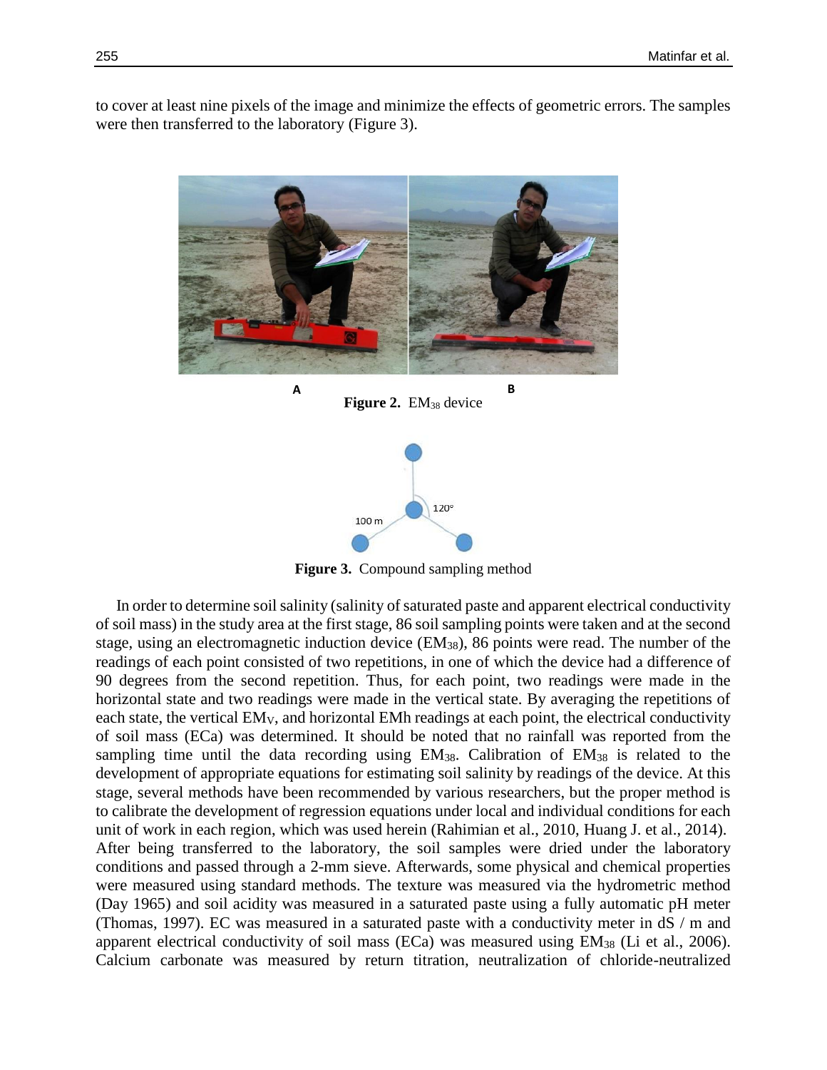to cover at least nine pixels of the image and minimize the effects of geometric errors. The samples were then transferred to the laboratory (Figure 3).

A B

**Figure 2.** $EM_{38}$ device

120° 100 m

**Figure 3.** Compound sampling method

In order to determine soil salinity (salinity of saturated paste and apparent electrical conductivity of soil mass) in the study area at the first stage, 86 soil sampling points were taken and at the second stage, using an electromagnetic induction device ($EM_{38}$), 86 points were read. The number of the readings of each point consisted of two repetitions, in one of which the device had a difference of 90 degrees from the second repetition. Thus, for each point, two readings were made in the horizontal state and two readings were made in the vertical state. By averaging the repetitions of each state, the vertical $EM_V$, and horizontal EMh readings at each point, the electrical conductivity of soil mass (ECa) was determined. It should be noted that no rainfall was reported from the sampling time until the data recording using $EM_{38}$. Calibration of $EM_{38}$ is related to the development of appropriate equations for estimating soil salinity by readings of the device. At this stage, several methods have been recommended by various researchers, but the proper method is to calibrate the development of regression equations under local and individual conditions for each unit of work in each region, which was used herein (Rahimian et al., 2010, Huang J. et al., 2014). After being transferred to the laboratory, the soil samples were dried under the laboratory conditions and passed through a 2-mm sieve. Afterwards, some physical and chemical properties were measured using standard methods. The texture was measured via the hydrometric method (Day 1965) and soil acidity was measured in a saturated paste using a fully automatic pH meter (Thomas, 1997). EC was measured in a saturated paste with a conductivity meter in dS / m and apparent electrical conductivity of soil mass (ECa) was measured using $EM_{38}$ (Li et al., 2006). Calcium carbonate was measured by return titration, neutralization of chloride-neutralized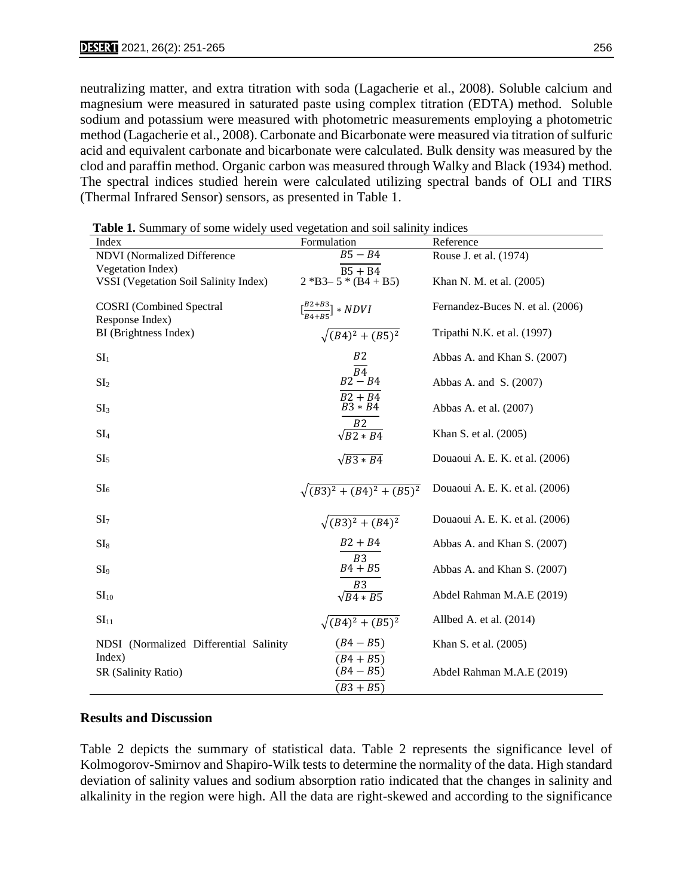neutralizing matter, and extra titration with soda (Lagacherie et al., 2008). Soluble calcium and magnesium were measured in saturated paste using complex titration (EDTA) method. Soluble sodium and potassium were measured with photometric measurements employing a photometric method (Lagacherie et al., 2008). Carbonate and Bicarbonate were measured via titration of sulfuric acid and equivalent carbonate and bicarbonate were calculated. Bulk density was measured by the clod and paraffin method. Organic carbon was measured through Walky and Black (1934) method. The spectral indices studied herein were calculated utilizing spectral bands of OLI and TIRS (Thermal Infrared Sensor) sensors, as presented in Table 1.

**Table 1.** Summary of some widely used vegetation and soil salinity indices

| Index | Formulation | Reference |
|---|---|---|
| NDVI (Normalized Difference Vegetation Index) | $\frac{B5 - B4}{B5 + B4}$ | Rouse J. et al. (1974) |
| VSSI (Vegetation Soil Salinity Index) | $2 * B3 - 5 * (B4 + B5)$ | Khan N. M. et al. (2005) |
| COSRI (Combined Spectral Response Index) | $[\frac{B2+B3}{B4+B5}] * NDVI$ | Fernandez-Buces N. et al. (2006) |
| BI (Brightness Index) | $\sqrt{(B4)^2 + (B5)^2}$ | Tripathi N.K. et al. (1997) |
| $SI_1$ | $\frac{B2}{B4}$ | Abbas A. and Khan S. (2007) |
| $SI_2$ | $\frac{B2 - B4}{B2 + B4}$ | Abbas A. and S. (2007) |
| $SI_3$ | $\frac{B3 * B4}{B2}$ | Abbas A. et al. (2007) |
| $SI_4$ | $\sqrt{B2 * B4}$ | Khan S. et al. (2005) |
| $SI_5$ | $\sqrt{B3 * B4}$ | Douaoui A. E. K. et al. (2006) |
| $SI_6$ | $\sqrt{(B3)^2 + (B4)^2 + (B5)^2}$ | Douaoui A. E. K. et al. (2006) |
| $SI_7$ | $\sqrt{(B3)^2 + (B4)^2}$ | Douaoui A. E. K. et al. (2006) |
| $SI_8$ | $\frac{B2 + B4}{B3}$ | Abbas A. and Khan S. (2007) |
| $SI_9$ | $\frac{B4 + B5}{B3}$ | Abbas A. and Khan S. (2007) |
| $SI_{10}$ | $\sqrt{B4 * B5}$ | Abdel Rahman M.A.E (2019) |
| $SI_{11}$ | $\sqrt{(B4)^2 + (B5)^2}$ | Allbed A. et al. (2014) |
| NDSI (Normalized Differential Salinity Index) | $\frac{(B4 - B5)}{(B4 + B5)}$ | Khan S. et al. (2005) |
| SR (Salinity Ratio) | $\frac{(B4 - B5)}{(B3 + B5)}$ | Abdel Rahman M.A.E (2019) |

## Results and Discussion

Table 2 depicts the summary of statistical data. Table 2 represents the significance level of Kolmogorov-Smirnov and Shapiro-Wilk tests to determine the normality of the data. High standard deviation of salinity values and sodium absorption ratio indicated that the changes in salinity and alkalinity in the region were high. All the data are right-skewed and according to the significance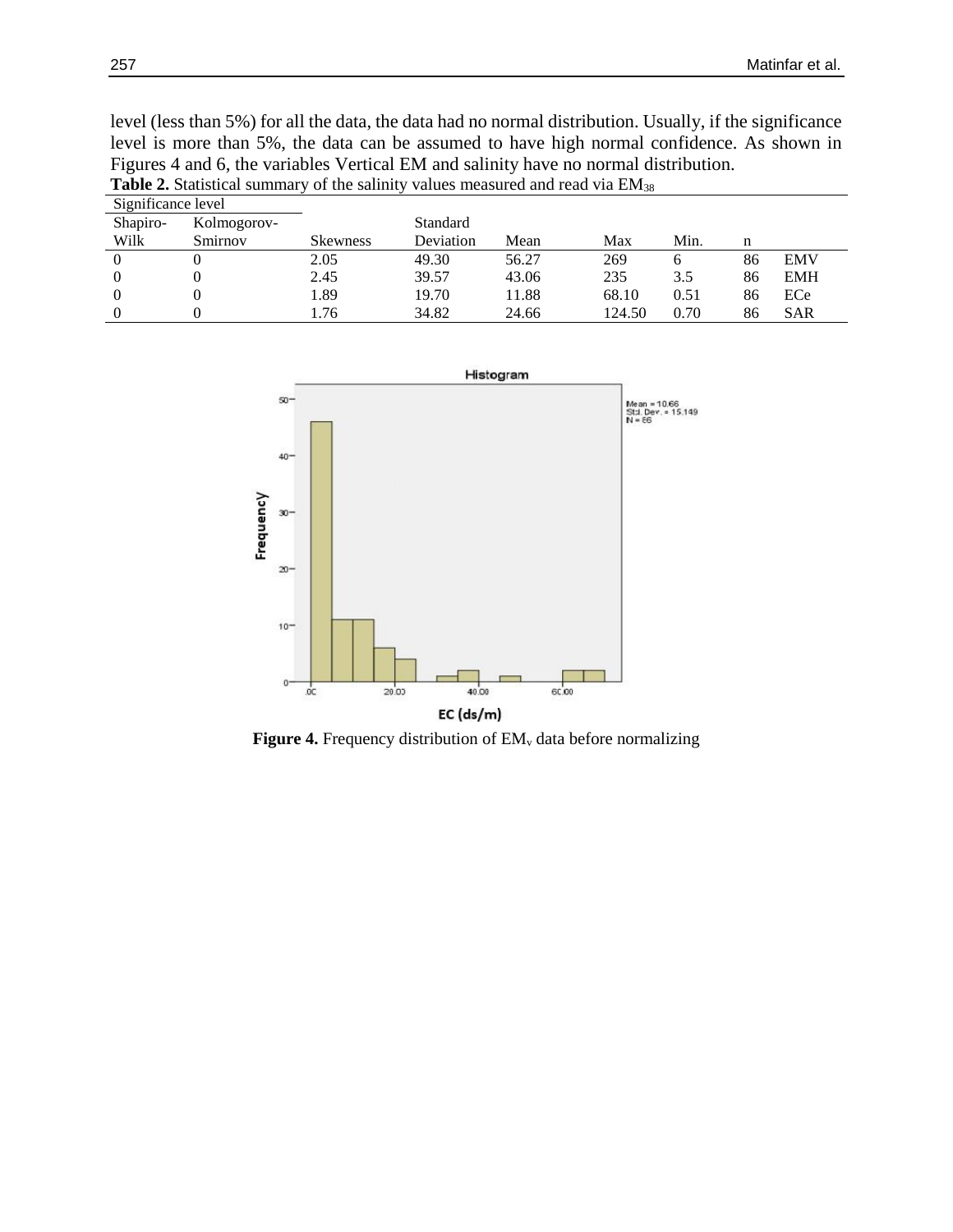level (less than 5%) for all the data, the data had no normal distribution. Usually, if the significance level is more than 5%, the data can be assumed to have high normal confidence. As shown in Figures 4 and 6, the variables Vertical EM and salinity have no normal distribution.

**Table 2.** Statistical summary of the salinity values measured and read via $EM_{38}$

| Significance level | | | | | | | | |
|---|---|---|---|---|---|---|---|---|
| Shapiro-Wilk | Kolmogorov-Smirnov | Skewness | Standard Deviation | Mean | Max | Min. | n | |
| 0 | 0 | 2.05 | 49.30 | 56.27 | 269 | 6 | 86 | EMV |
| 0 | 0 | 2.45 | 39.57 | 43.06 | 235 | 3.5 | 86 | EMH |
| 0 | 0 | 1.89 | 19.70 | 11.88 | 68.10 | 0.51 | 86 | ECe |
| 0 | 0 | 1.76 | 34.82 | 24.66 | 124.50 | 0.70 | 86 | SAR |

**Figure 4.** Frequency distribution of $EM_v$ data before normalizing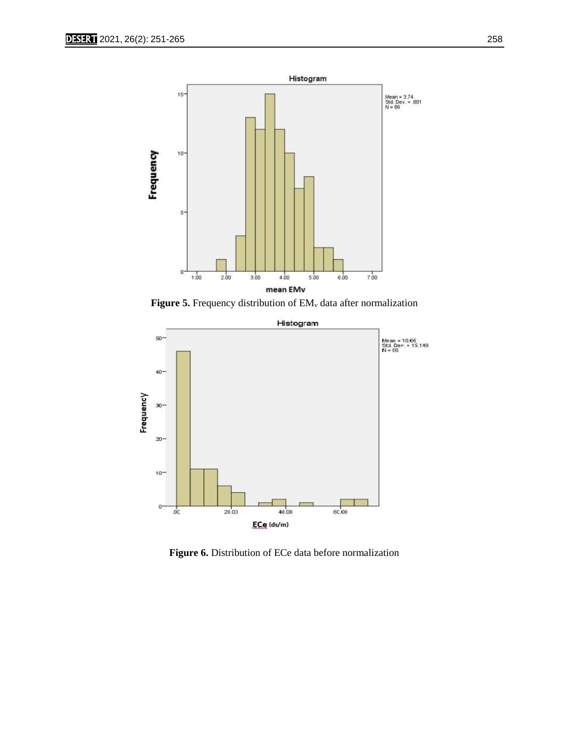**Figure 5.** Frequency distribution of $EM_v$ data after normalization

**Figure 6.** Distribution of ECe data before normalization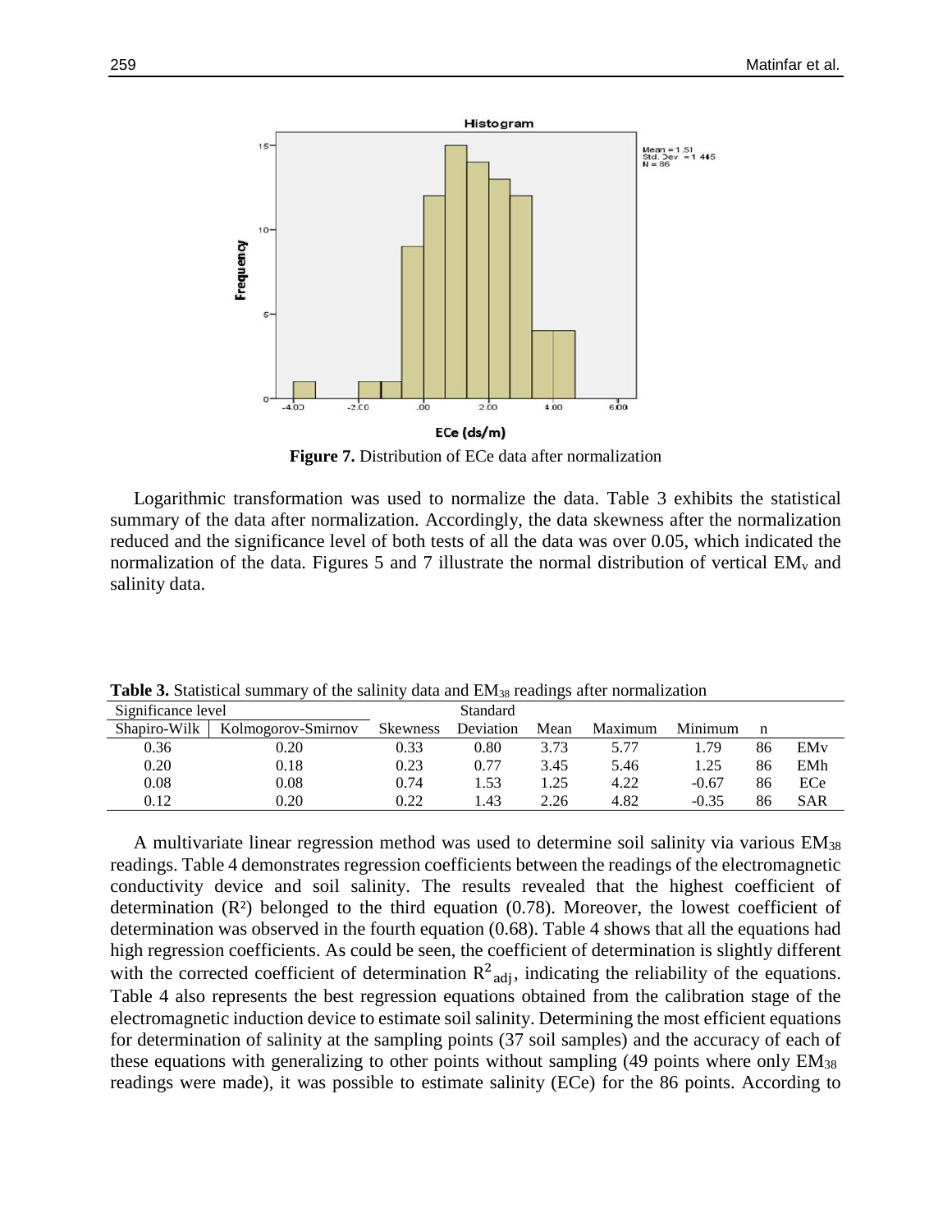**Figure 7.** Distribution of ECe data after normalization

Logarithmic transformation was used to normalize the data. Table 3 exhibits the statistical summary of the data after normalization. Accordingly, the data skewness after the normalization reduced and the significance level of both tests of all the data was over 0.05, which indicated the normalization of the data. Figures 5 and 7 illustrate the normal distribution of vertical $EM_v$ and salinity data.

**Table 3.** Statistical summary of the salinity data and $EM_{38}$ readings after normalization

| Significance level | | Skewness | Standard Deviation | Mean | Maximum | Minimum | n | |
|---|---|---|---|---|---|---|---|---|
| Shapiro-Wilk | Kolmogorov-Smirnov | | | | | | | |
| 0.36 | 0.20 | 0.33 | 0.80 | 3.73 | 5.77 | 1.79 | 86 | EMv |
| 0.20 | 0.18 | 0.23 | 0.77 | 3.45 | 5.46 | 1.25 | 86 | EMh |
| 0.08 | 0.08 | 0.74 | 1.53 | 1.25 | 4.22 | -0.67 | 86 | ECe |
| 0.12 | 0.20 | 0.22 | 1.43 | 2.26 | 4.82 | -0.35 | 86 | SAR |

A multivariate linear regression method was used to determine soil salinity via various $EM_{38}$ readings. Table 4 demonstrates regression coefficients between the readings of the electromagnetic conductivity device and soil salinity. The results revealed that the highest coefficient of determination ($R^2$) belonged to the third equation (0.78). Moreover, the lowest coefficient of determination was observed in the fourth equation (0.68). Table 4 shows that all the equations had high regression coefficients. As could be seen, the coefficient of determination is slightly different with the corrected coefficient of determination $R^2_{adj}$, indicating the reliability of the equations. Table 4 also represents the best regression equations obtained from the calibration stage of the electromagnetic induction device to estimate soil salinity. Determining the most efficient equations for determination of salinity at the sampling points (37 soil samples) and the accuracy of each of these equations with generalizing to other points without sampling (49 points where only $EM_{38}$ readings were made), it was possible to estimate salinity (ECe) for the 86 points. According to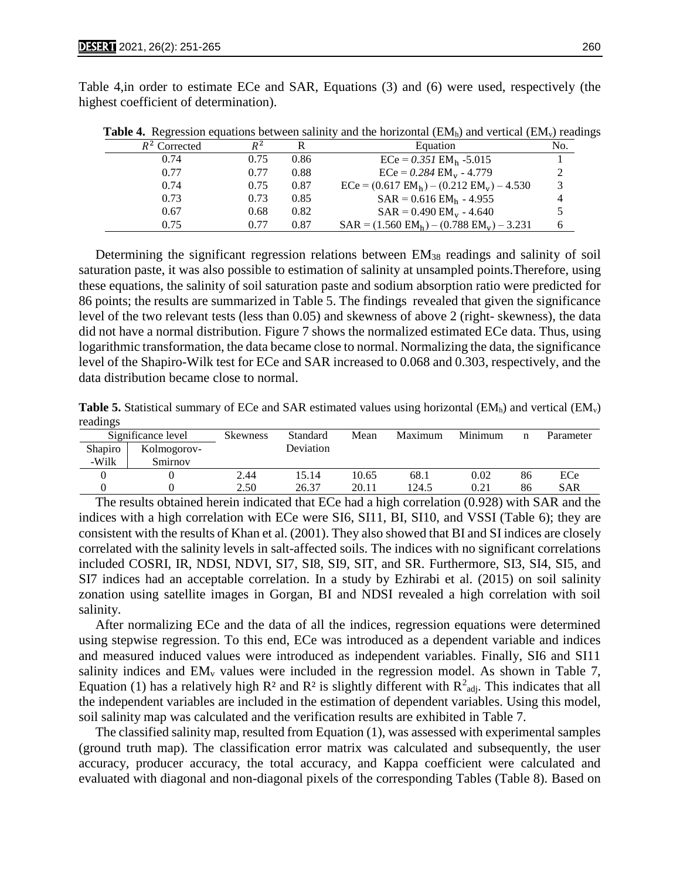Table 4,in order to estimate ECe and SAR, Equations (3) and (6) were used, respectively (the highest coefficient of determination).

**Table 4.** Regression equations between salinity and the horizontal ($EM_h$) and vertical ($EM_v$) readings

| $R^2$ Corrected | $R^2$ | R | Equation | No. |
|---|---|---|---|---|
| 0.74 | 0.75 | 0.86 | $ECe = 0.351\ EM_h - 5.015$ | 1 |
| 0.77 | 0.77 | 0.88 | $ECe = 0.284\ EM_v - 4.779$ | 2 |
| 0.74 | 0.75 | 0.87 | $ECe = (0.617\ EM_h) - (0.212\ EM_v) - 4.530$ | 3 |
| 0.73 | 0.73 | 0.85 | $SAR = 0.616\ EM_h - 4.955$ | 4 |
| 0.67 | 0.68 | 0.82 | $SAR = 0.490\ EM_v - 4.640$ | 5 |
| 0.75 | 0.77 | 0.87 | $SAR = (1.560\ EM_h) - (0.788\ EM_v) - 3.231$ | 6 |

Determining the significant regression relations between $EM_{38}$ readings and salinity of soil saturation paste, it was also possible to estimation of salinity at unsampled points.Therefore, using these equations, the salinity of soil saturation paste and sodium absorption ratio were predicted for 86 points; the results are summarized in Table 5. The findings revealed that given the significance level of the two relevant tests (less than 0.05) and skewness of above 2 (right- skewness), the data did not have a normal distribution. Figure 7 shows the normalized estimated ECe data. Thus, using logarithmic transformation, the data became close to normal. Normalizing the data, the significance level of the Shapiro-Wilk test for ECe and SAR increased to 0.068 and 0.303, respectively, and the data distribution became close to normal.

**Table 5.** Statistical summary of ECe and SAR estimated values using horizontal ($EM_h$) and vertical ($EM_v$) readings

| Significance level | | Skewness | Standard Deviation | Mean | Maximum | Minimum | n | Parameter |
|---|---|---|---|---|---|---|---|---|
| Shapiro -Wilk | Kolmogorov-Smirnov | | | | | | | |
| 0 | 0 | 2.44 | 15.14 | 10.65 | 68.1 | 0.02 | 86 | ECe |
| 0 | 0 | 2.50 | 26.37 | 20.11 | 124.5 | 0.21 | 86 | SAR |

The results obtained herein indicated that ECe had a high correlation (0.928) with SAR and the indices with a high correlation with ECe were SI6, SI11, BI, SI10, and VSSI (Table 6); they are consistent with the results of Khan et al. (2001). They also showed that BI and SI indices are closely correlated with the salinity levels in salt-affected soils. The indices with no significant correlations included COSRI, IR, NDSI, NDVI, SI7, SI8, SI9, SIT, and SR. Furthermore, SI3, SI4, SI5, and SI7 indices had an acceptable correlation. In a study by Ezhirabi et al. (2015) on soil salinity zonation using satellite images in Gorgan, BI and NDSI revealed a high correlation with soil salinity.

After normalizing ECe and the data of all the indices, regression equations were determined using stepwise regression. To this end, ECe was introduced as a dependent variable and indices and measured induced values were introduced as independent variables. Finally, SI6 and SI11 salinity indices and $EM_v$ values were included in the regression model. As shown in Table 7, Equation (1) has a relatively high $R^2$ and $R^2$ is slightly different with $R^2_{adj}$. This indicates that all the independent variables are included in the estimation of dependent variables. Using this model, soil salinity map was calculated and the verification results are exhibited in Table 7.

The classified salinity map, resulted from Equation (1), was assessed with experimental samples (ground truth map). The classification error matrix was calculated and subsequently, the user accuracy, producer accuracy, the total accuracy, and Kappa coefficient were calculated and evaluated with diagonal and non-diagonal pixels of the corresponding Tables (Table 8). Based on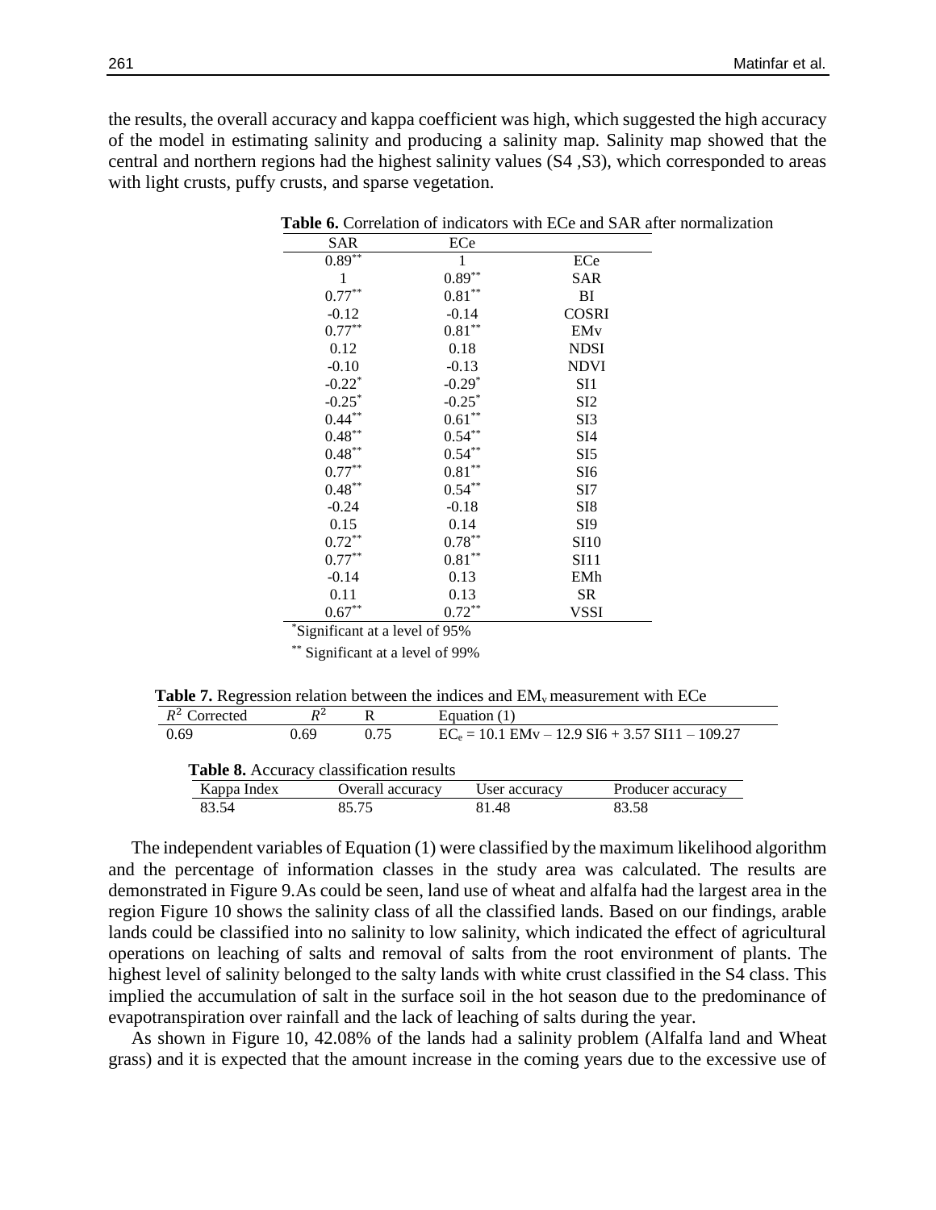the results, the overall accuracy and kappa coefficient was high, which suggested the high accuracy of the model in estimating salinity and producing a salinity map. Salinity map showed that the central and northern regions had the highest salinity values (S4 ,S3), which corresponded to areas with light crusts, puffy crusts, and sparse vegetation.

**Table 6.** Correlation of indicators with ECe and SAR after normalization

| SAR | ECe | |
|---|---|---|
| $0.89^{**}$ | 1 | ECe |
| 1 | $0.89^{**}$ | SAR |
| $0.77^{**}$ | $0.81^{**}$ | BI |
| -0.12 | -0.14 | COSRI |
| $0.77^{**}$ | $0.81^{**}$ | EMv |
| 0.12 | 0.18 | NDSI |
| -0.10 | -0.13 | NDVI |
| $-0.22^{*}$ | $-0.29^{*}$ | SI1 |
| $-0.25^{*}$ | $-0.25^{*}$ | SI2 |
| $0.44^{**}$ | $0.61^{**}$ | SI3 |
| $0.48^{**}$ | $0.54^{**}$ | SI4 |
| $0.48^{**}$ | $0.54^{**}$ | SI5 |
| $0.77^{**}$ | $0.81^{**}$ | SI6 |
| $0.48^{**}$ | $0.54^{**}$ | SI7 |
| -0.24 | -0.18 | SI8 |
| 0.15 | 0.14 | SI9 |
| $0.72^{**}$ | $0.78^{**}$ | SI10 |
| $0.77^{**}$ | $0.81^{**}$ | SI11 |
| -0.14 | 0.13 | EMh |
| 0.11 | 0.13 | SR |
| $0.67^{**}$ | $0.72^{**}$ | VSSI |

\*Significant at a level of 95%

\*\* Significant at a level of 99%

**Table 7.** Regression relation between the indices and $EM_v$ measurement with ECe

| $R^2$ Corrected | $R^2$ | R | Equation (1) |
|---|---|---|---|
| 0.69 | 0.69 | 0.75 | $EC_e = 10.1\ EMv - 12.9\ SI6 + 3.57\ SI11 - 109.27$ |

**Table 8.** Accuracy classification results

| Kappa Index | Overall accuracy | User accuracy | Producer accuracy |
|---|---|---|---|
| 83.54 | 85.75 | 81.48 | 83.58 |

The independent variables of Equation (1) were classified by the maximum likelihood algorithm and the percentage of information classes in the study area was calculated. The results are demonstrated in Figure 9.As could be seen, land use of wheat and alfalfa had the largest area in the region Figure 10 shows the salinity class of all the classified lands. Based on our findings, arable lands could be classified into no salinity to low salinity, which indicated the effect of agricultural operations on leaching of salts and removal of salts from the root environment of plants. The highest level of salinity belonged to the salty lands with white crust classified in the S4 class. This implied the accumulation of salt in the surface soil in the hot season due to the predominance of evapotranspiration over rainfall and the lack of leaching of salts during the year.

As shown in Figure 10, 42.08% of the lands had a salinity problem (Alfalfa land and Wheat grass) and it is expected that the amount increase in the coming years due to the excessive use of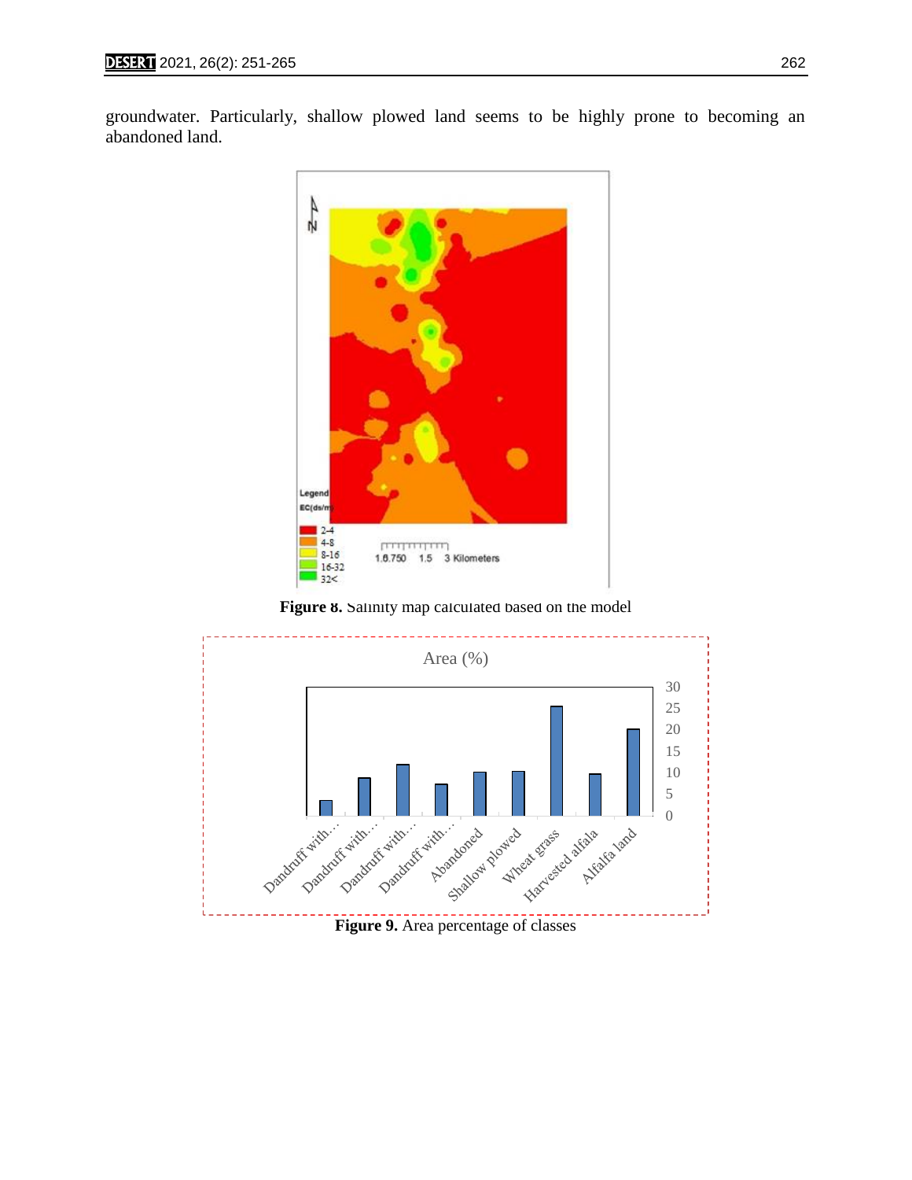groundwater. Particularly, shallow plowed land seems to be highly prone to becoming an abandoned land.

**Figure 8.** Salinity map calculated based on the model

**Figure 9.** Area percentage of classes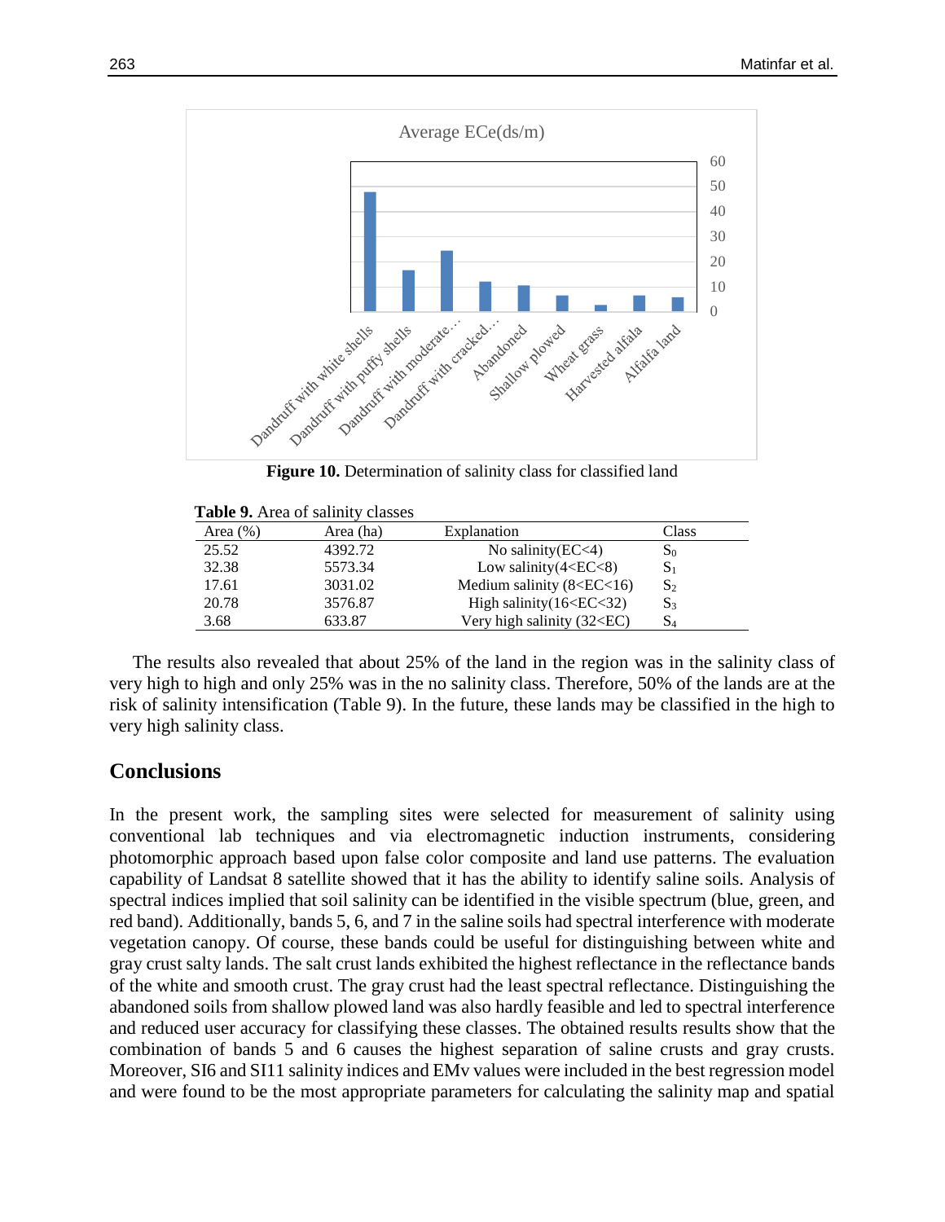Average ECe(ds/m)

Figure 10. Determination of salinity class for classified land

**Table 9.** Area of salinity classes

| Area (%) | Area (ha) | Explanation | Class |
|---|---|---|---|
| 25.52 | 4392.72 | No salinity(EC<4) | $S_0$ |
| 32.38 | 5573.34 | Low salinity(4<EC<8) | $S_1$ |
| 17.61 | 3031.02 | Medium salinity (8<EC<16) | $S_2$ |
| 20.78 | 3576.87 | High salinity(16<EC<32) | $S_3$ |
| 3.68 | 633.87 | Very high salinity (32<EC) | $S_4$ |

The results also revealed that about 25% of the land in the region was in the salinity class of very high to high and only 25% was in the no salinity class. Therefore, 50% of the lands are at the risk of salinity intensification (Table 9). In the future, these lands may be classified in the high to very high salinity class.

## Conclusions

In the present work, the sampling sites were selected for measurement of salinity using conventional lab techniques and via electromagnetic induction instruments, considering photomorphic approach based upon false color composite and land use patterns. The evaluation capability of Landsat 8 satellite showed that it has the ability to identify saline soils. Analysis of spectral indices implied that soil salinity can be identified in the visible spectrum (blue, green, and red band). Additionally, bands 5, 6, and 7 in the saline soils had spectral interference with moderate vegetation canopy. Of course, these bands could be useful for distinguishing between white and gray crust salty lands. The salt crust lands exhibited the highest reflectance in the reflectance bands of the white and smooth crust. The gray crust had the least spectral reflectance. Distinguishing the abandoned soils from shallow plowed land was also hardly feasible and led to spectral interference and reduced user accuracy for classifying these classes. The obtained results results show that the combination of bands 5 and 6 causes the highest separation of saline crusts and gray crusts. Moreover, SI6 and SI11 salinity indices and EMv values were included in the best regression model and were found to be the most appropriate parameters for calculating the salinity map and spatial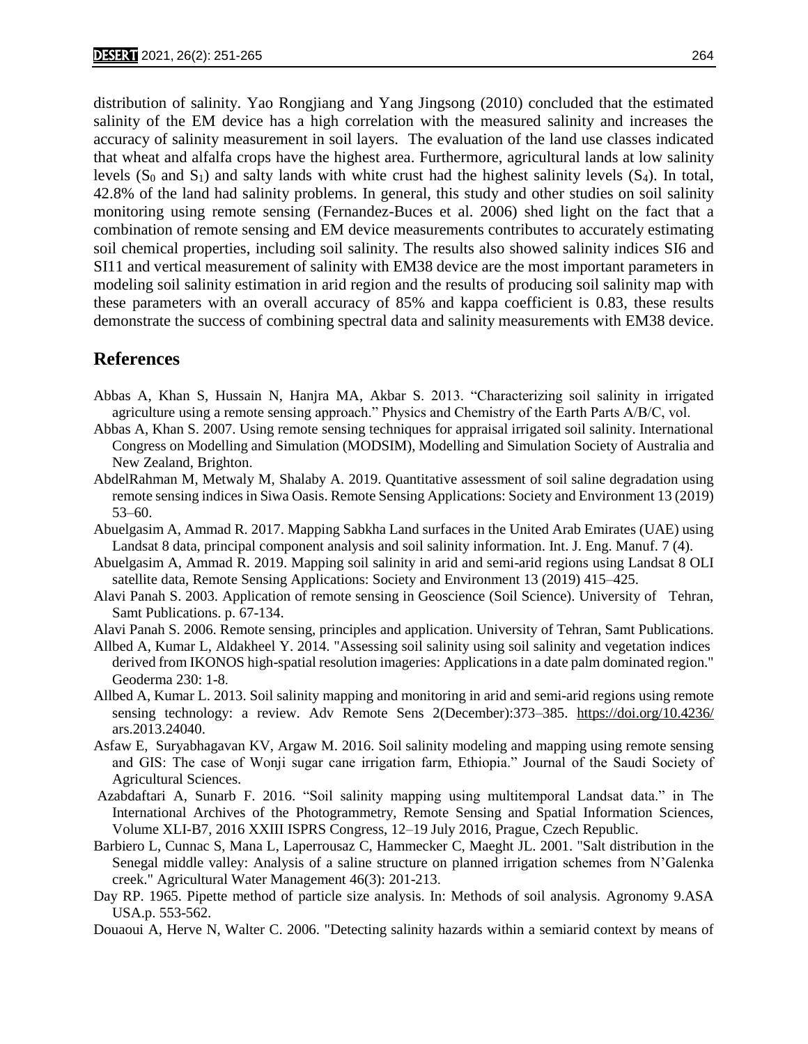distribution of salinity. Yao Rongjiang and Yang Jingsong (2010) concluded that the estimated salinity of the EM device has a high correlation with the measured salinity and increases the accuracy of salinity measurement in soil layers. The evaluation of the land use classes indicated that wheat and alfalfa crops have the highest area. Furthermore, agricultural lands at low salinity levels ($S_0$ and $S_1$) and salty lands with white crust had the highest salinity levels ($S_4$). In total, 42.8% of the land had salinity problems. In general, this study and other studies on soil salinity monitoring using remote sensing (Fernandez-Buces et al. 2006) shed light on the fact that a combination of remote sensing and EM device measurements contributes to accurately estimating soil chemical properties, including soil salinity. The results also showed salinity indices SI6 and SI11 and vertical measurement of salinity with EM38 device are the most important parameters in modeling soil salinity estimation in arid region and the results of producing soil salinity map with these parameters with an overall accuracy of 85% and kappa coefficient is 0.83, these results demonstrate the success of combining spectral data and salinity measurements with EM38 device.

## References

Abbas A, Khan S, Hussain N, Hanjra MA, Akbar S. 2013. "Characterizing soil salinity in irrigated agriculture using a remote sensing approach." Physics and Chemistry of the Earth Parts A/B/C, vol.

Abbas A, Khan S. 2007. Using remote sensing techniques for appraisal irrigated soil salinity. International Congress on Modelling and Simulation (MODSIM), Modelling and Simulation Society of Australia and New Zealand, Brighton.

AbdelRahman M, Metwaly M, Shalaby A. 2019. Quantitative assessment of soil saline degradation using remote sensing indices in Siwa Oasis. Remote Sensing Applications: Society and Environment 13 (2019) 53–60.

Abuelgasim A, Ammad R. 2017. Mapping Sabkha Land surfaces in the United Arab Emirates (UAE) using Landsat 8 data, principal component analysis and soil salinity information. Int. J. Eng. Manuf. 7 (4).

Abuelgasim A, Ammad R. 2019. Mapping soil salinity in arid and semi-arid regions using Landsat 8 OLI satellite data, Remote Sensing Applications: Society and Environment 13 (2019) 415–425.

Alavi Panah S. 2003. Application of remote sensing in Geoscience (Soil Science). University of Tehran, Samt Publications. p. 67-134.

Alavi Panah S. 2006. Remote sensing, principles and application. University of Tehran, Samt Publications.

Allbed A, Kumar L, Aldakheel Y. 2014. "Assessing soil salinity using soil salinity and vegetation indices derived from IKONOS high-spatial resolution imageries: Applications in a date palm dominated region." Geoderma 230: 1-8.

Allbed A, Kumar L. 2013. Soil salinity mapping and monitoring in arid and semi-arid regions using remote sensing technology: a review. Adv Remote Sens 2(December):373–385. https://doi.org/10.4236/ars.2013.24040.

Asfaw E, Suryabhagavan KV, Argaw M. 2016. Soil salinity modeling and mapping using remote sensing and GIS: The case of Wonji sugar cane irrigation farm, Ethiopia." Journal of the Saudi Society of Agricultural Sciences.

Azabdaftari A, Sunarb F. 2016. "Soil salinity mapping using multitemporal Landsat data." in The International Archives of the Photogrammetry, Remote Sensing and Spatial Information Sciences, Volume XLI-B7, 2016 XXIII ISPRS Congress, 12–19 July 2016, Prague, Czech Republic.

Barbiero L, Cunnac S, Mana L, Laperrousaz C, Hammecker C, Maeght JL. 2001. "Salt distribution in the Senegal middle valley: Analysis of a saline structure on planned irrigation schemes from N'Galenka creek." Agricultural Water Management 46(3): 201-213.

Day RP. 1965. Pipette method of particle size analysis. In: Methods of soil analysis. Agronomy 9.ASA USA.p. 553-562.

Douaoui A, Herve N, Walter C. 2006. "Detecting salinity hazards within a semiarid context by means of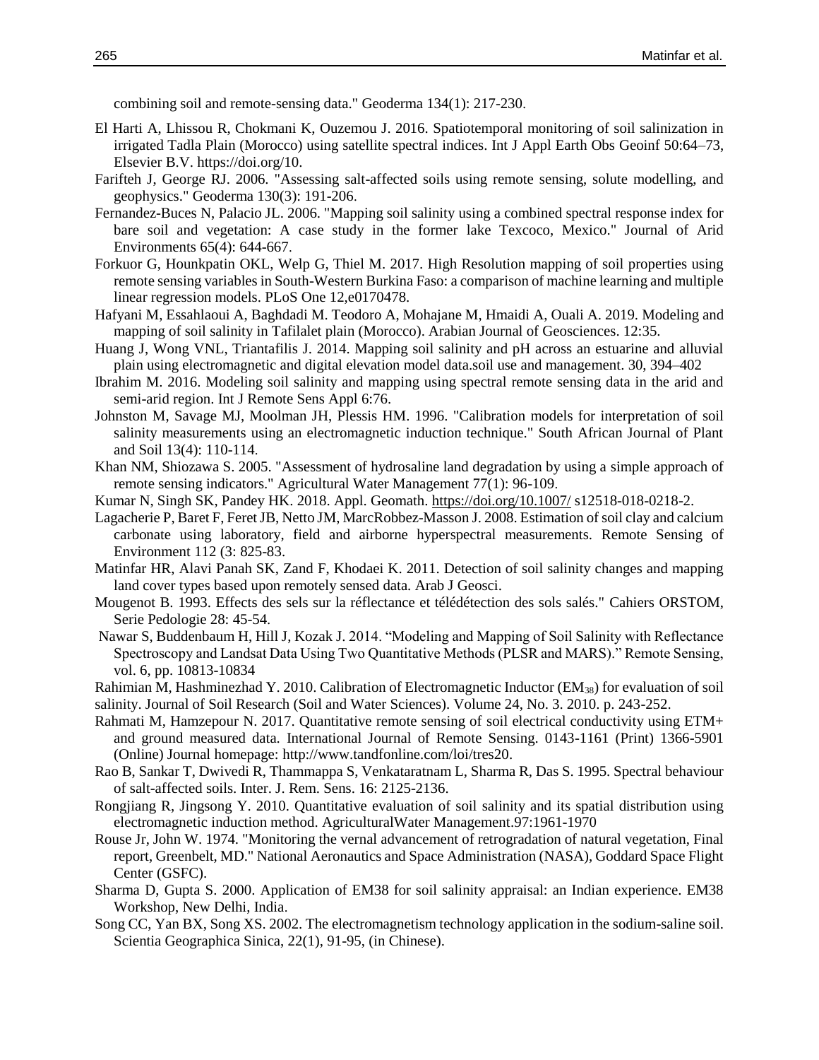combining soil and remote-sensing data." Geoderma 134(1): 217-230.

El Harti A, Lhissou R, Chokmani K, Ouzemou J. 2016. Spatiotemporal monitoring of soil salinization in irrigated Tadla Plain (Morocco) using satellite spectral indices. Int J Appl Earth Obs Geoinf 50:64–73, Elsevier B.V. https://doi.org/10.

Farifteh J, George RJ. 2006. "Assessing salt-affected soils using remote sensing, solute modelling, and geophysics." Geoderma 130(3): 191-206.

Fernandez-Buces N, Palacio JL. 2006. "Mapping soil salinity using a combined spectral response index for bare soil and vegetation: A case study in the former lake Texcoco, Mexico." Journal of Arid Environments 65(4): 644-667.

Forkuor G, Hounkpatin OKL, Welp G, Thiel M. 2017. High Resolution mapping of soil properties using remote sensing variables in South-Western Burkina Faso: a comparison of machine learning and multiple linear regression models. PLoS One 12,e0170478.

Hafyani M, Essahlaoui A, Baghdadi M. Teodoro A, Mohajane M, Hmaidi A, Ouali A. 2019. Modeling and mapping of soil salinity in Tafilalet plain (Morocco). Arabian Journal of Geosciences. 12:35.

Huang J, Wong VNL, Triantafilis J. 2014. Mapping soil salinity and pH across an estuarine and alluvial plain using electromagnetic and digital elevation model data.soil use and management. 30, 394–402

Ibrahim M. 2016. Modeling soil salinity and mapping using spectral remote sensing data in the arid and semi-arid region. Int J Remote Sens Appl 6:76.

Johnston M, Savage MJ, Moolman JH, Plessis HM. 1996. "Calibration models for interpretation of soil salinity measurements using an electromagnetic induction technique." South African Journal of Plant and Soil 13(4): 110-114.

Khan NM, Shiozawa S. 2005. "Assessment of hydrosaline land degradation by using a simple approach of remote sensing indicators." Agricultural Water Management 77(1): 96-109.

Kumar N, Singh SK, Pandey HK. 2018. Appl. Geomath. https://doi.org/10.1007/ s12518-018-0218-2.

Lagacherie P, Baret F, Feret JB, Netto JM, MarcRobbez-Masson J. 2008. Estimation of soil clay and calcium carbonate using laboratory, field and airborne hyperspectral measurements. Remote Sensing of Environment 112 (3: 825-83.

Matinfar HR, Alavi Panah SK, Zand F, Khodaei K. 2011. Detection of soil salinity changes and mapping land cover types based upon remotely sensed data. Arab J Geosci.

Mougenot B. 1993. Effects des sels sur la réflectance et télédétection des sols salés." Cahiers ORSTOM, Serie Pedologie 28: 45-54.

Nawar S, Buddenbaum H, Hill J, Kozak J. 2014. "Modeling and Mapping of Soil Salinity with Reflectance Spectroscopy and Landsat Data Using Two Quantitative Methods (PLSR and MARS)." Remote Sensing, vol. 6, pp. 10813-10834

Rahimian M, Hashminezhad Y. 2010. Calibration of Electromagnetic Inductor ($EM_{38}$) for evaluation of soil salinity. Journal of Soil Research (Soil and Water Sciences). Volume 24, No. 3. 2010. p. 243-252.

Rahmati M, Hamzepour N. 2017. Quantitative remote sensing of soil electrical conductivity using ETM+ and ground measured data. International Journal of Remote Sensing. 0143-1161 (Print) 1366-5901 (Online) Journal homepage: http://www.tandfonline.com/loi/tres20.

Rao B, Sankar T, Dwivedi R, Thammappa S, Venkataratnam L, Sharma R, Das S. 1995. Spectral behaviour of salt-affected soils. Inter. J. Rem. Sens. 16: 2125-2136.

Rongjiang R, Jingsong Y. 2010. Quantitative evaluation of soil salinity and its spatial distribution using electromagnetic induction method. AgriculturalWater Management.97:1961-1970

Rouse Jr, John W. 1974. "Monitoring the vernal advancement of retrogradation of natural vegetation, Final report, Greenbelt, MD." National Aeronautics and Space Administration (NASA), Goddard Space Flight Center (GSFC).

Sharma D, Gupta S. 2000. Application of EM38 for soil salinity appraisal: an Indian experience. EM38 Workshop, New Delhi, India.

Song CC, Yan BX, Song XS. 2002. The electromagnetism technology application in the sodium-saline soil. Scientia Geographica Sinica, 22(1), 91-95, (in Chinese).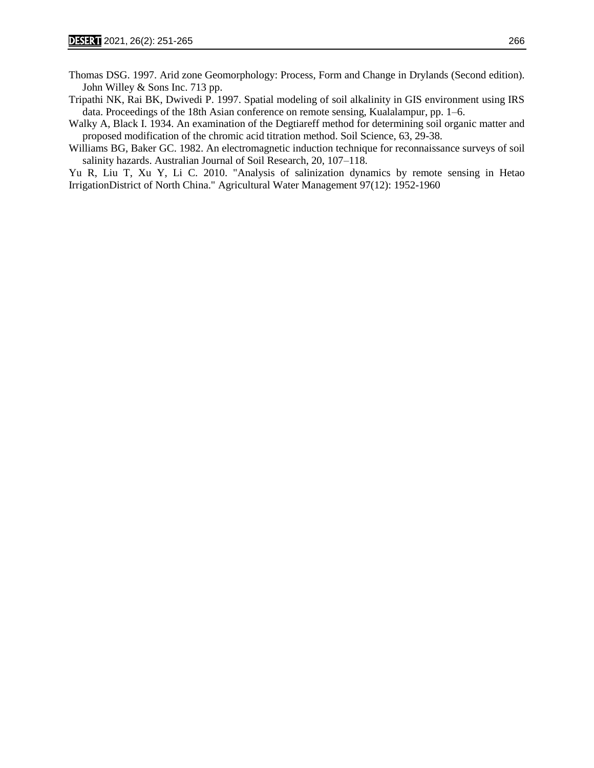Thomas DSG. 1997. Arid zone Geomorphology: Process, Form and Change in Drylands (Second edition). John Willey & Sons Inc. 713 pp.

Tripathi NK, Rai BK, Dwivedi P. 1997. Spatial modeling of soil alkalinity in GIS environment using IRS data. Proceedings of the 18th Asian conference on remote sensing, Kualalampur, pp. 1–6.

Walky A, Black I. 1934. An examination of the Degtiareff method for determining soil organic matter and proposed modification of the chromic acid titration method. Soil Science, 63, 29-38.

Williams BG, Baker GC. 1982. An electromagnetic induction technique for reconnaissance surveys of soil salinity hazards. Australian Journal of Soil Research, 20, 107–118.

Yu R, Liu T, Xu Y, Li C. 2010. "Analysis of salinization dynamics by remote sensing in Hetao IrrigationDistrict of North China." Agricultural Water Management 97(12): 1952-1960